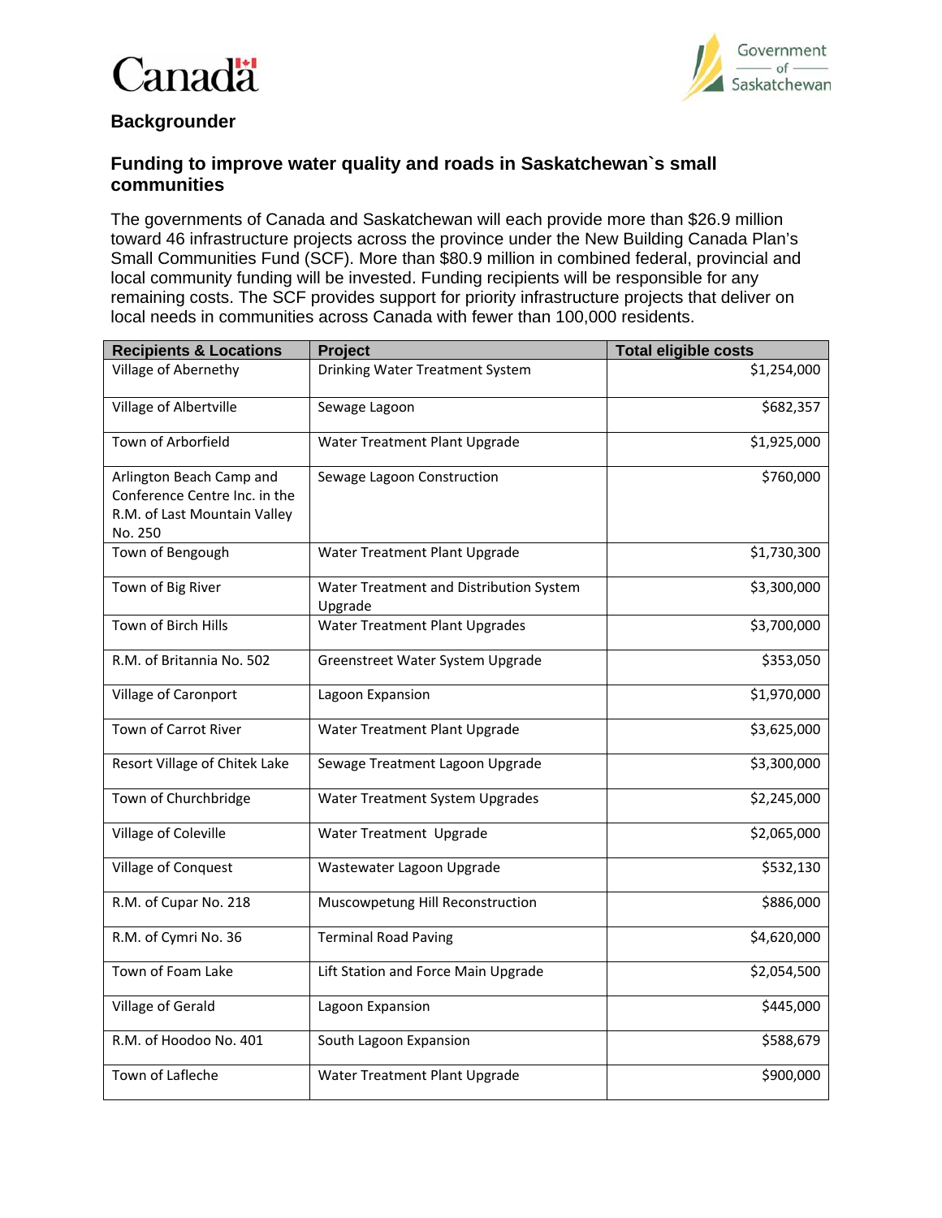Canada

Government of Saskatchewan

## Backgrounder

### Funding to improve water quality and roads in Saskatchewan`s small communities

The governments of Canada and Saskatchewan will each provide more than $26.9 million toward 46 infrastructure projects across the province under the New Building Canada Plan's Small Communities Fund (SCF). More than $80.9 million in combined federal, provincial and local community funding will be invested. Funding recipients will be responsible for any remaining costs. The SCF provides support for priority infrastructure projects that deliver on local needs in communities across Canada with fewer than 100,000 residents.

| Recipients & Locations | Project | Total eligible costs |
|---|---|---|
| Village of Abernethy | Drinking Water Treatment System | $1,254,000 |
| Village of Albertville | Sewage Lagoon | $682,357 |
| Town of Arborfield | Water Treatment Plant Upgrade | $1,925,000 |
| Arlington Beach Camp and Conference Centre Inc. in the R.M. of Last Mountain Valley No. 250 | Sewage Lagoon Construction | $760,000 |
| Town of Bengough | Water Treatment Plant Upgrade | $1,730,300 |
| Town of Big River | Water Treatment and Distribution System Upgrade | $3,300,000 |
| Town of Birch Hills | Water Treatment Plant Upgrades | $3,700,000 |
| R.M. of Britannia No. 502 | Greenstreet Water System Upgrade | $353,050 |
| Village of Caronport | Lagoon Expansion | $1,970,000 |
| Town of Carrot River | Water Treatment Plant Upgrade | $3,625,000 |
| Resort Village of Chitek Lake | Sewage Treatment Lagoon Upgrade | $3,300,000 |
| Town of Churchbridge | Water Treatment System Upgrades | $2,245,000 |
| Village of Coleville | Water Treatment Upgrade | $2,065,000 |
| Village of Conquest | Wastewater Lagoon Upgrade | $532,130 |
| R.M. of Cupar No. 218 | Muscowpetung Hill Reconstruction | $886,000 |
| R.M. of Cymri No. 36 | Terminal Road Paving | $4,620,000 |
| Town of Foam Lake | Lift Station and Force Main Upgrade | $2,054,500 |
| Village of Gerald | Lagoon Expansion | $445,000 |
| R.M. of Hoodoo No. 401 | South Lagoon Expansion | $588,679 |
| Town of Lafleche | Water Treatment Plant Upgrade | $900,000 |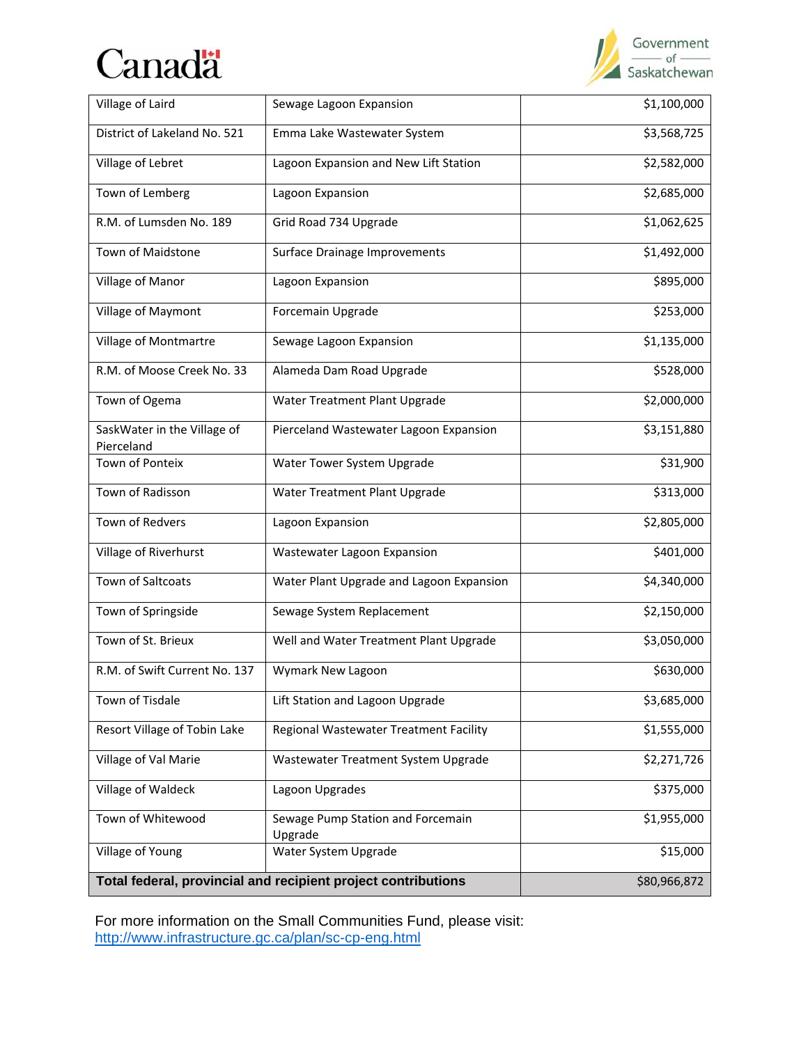| | | |
|---|---|---|
| Village of Laird | Sewage Lagoon Expansion | $1,100,000 |
| District of Lakeland No. 521 | Emma Lake Wastewater System | $3,568,725 |
| Village of Lebret | Lagoon Expansion and New Lift Station | $2,582,000 |
| Town of Lemberg | Lagoon Expansion | $2,685,000 |
| R.M. of Lumsden No. 189 | Grid Road 734 Upgrade | $1,062,625 |
| Town of Maidstone | Surface Drainage Improvements | $1,492,000 |
| Village of Manor | Lagoon Expansion | $895,000 |
| Village of Maymont | Forcemain Upgrade | $253,000 |
| Village of Montmartre | Sewage Lagoon Expansion | $1,135,000 |
| R.M. of Moose Creek No. 33 | Alameda Dam Road Upgrade | $528,000 |
| Town of Ogema | Water Treatment Plant Upgrade | $2,000,000 |
| SaskWater in the Village of Pierceland | Pierceland Wastewater Lagoon Expansion | $3,151,880 |
| Town of Ponteix | Water Tower System Upgrade | $31,900 |
| Town of Radisson | Water Treatment Plant Upgrade | $313,000 |
| Town of Redvers | Lagoon Expansion | $2,805,000 |
| Village of Riverhurst | Wastewater Lagoon Expansion | $401,000 |
| Town of Saltcoats | Water Plant Upgrade and Lagoon Expansion | $4,340,000 |
| Town of Springside | Sewage System Replacement | $2,150,000 |
| Town of St. Brieux | Well and Water Treatment Plant Upgrade | $3,050,000 |
| R.M. of Swift Current No. 137 | Wymark New Lagoon | $630,000 |
| Town of Tisdale | Lift Station and Lagoon Upgrade | $3,685,000 |
| Resort Village of Tobin Lake | Regional Wastewater Treatment Facility | $1,555,000 |
| Village of Val Marie | Wastewater Treatment System Upgrade | $2,271,726 |
| Village of Waldeck | Lagoon Upgrades | $375,000 |
| Town of Whitewood | Sewage Pump Station and Forcemain Upgrade | $1,955,000 |
| Village of Young | Water System Upgrade | $15,000 |
| **Total federal, provincial and recipient project contributions** | | $80,966,872 |

For more information on the Small Communities Fund, please visit:
http://www.infrastructure.gc.ca/plan/sc-cp-eng.html